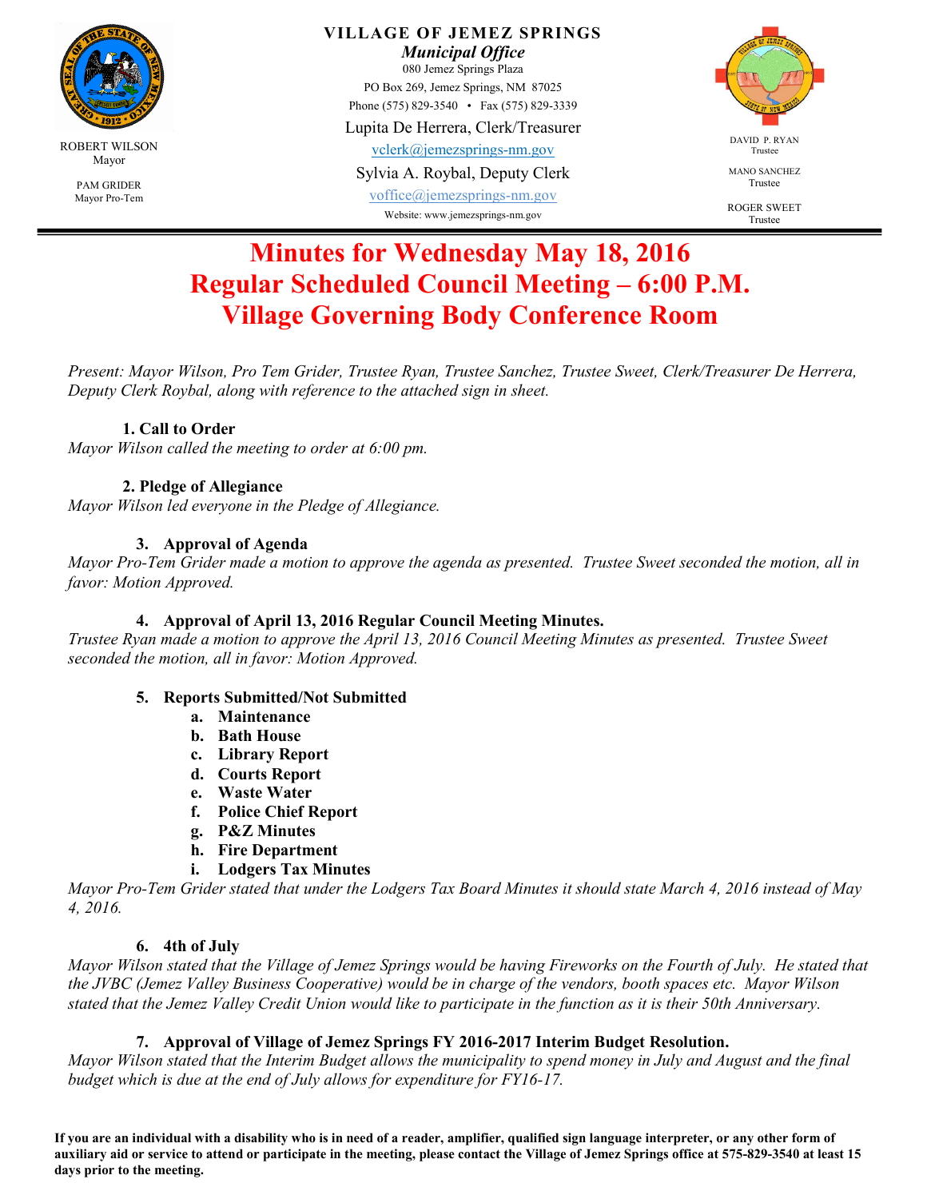ROBERT WILSON
Mayor

PAM GRIDER
Mayor Pro-Tem

**VILLAGE OF JEMEZ SPRINGS**
***Municipal Office***
080 Jemez Springs Plaza
PO Box 269, Jemez Springs, NM 87025
Phone (575) 829-3540 • Fax (575) 829-3339
Lupita De Herrera, Clerk/Treasurer
vclerk@jemezsprings-nm.gov
Sylvia A. Roybal, Deputy Clerk
voffice@jemezsprings-nm.gov
Website: www.jemezsprings-nm.gov

DAVID P. RYAN
Trustee

MANO SANCHEZ
Trustee

ROGER SWEET
Trustee

# Minutes for Wednesday May 18, 2016
# Regular Scheduled Council Meeting – 6:00 P.M.
# Village Governing Body Conference Room

*Present: Mayor Wilson, Pro Tem Grider, Trustee Ryan, Trustee Sanchez, Trustee Sweet, Clerk/Treasurer De Herrera, Deputy Clerk Roybal, along with reference to the attached sign in sheet.*

**1. Call to Order**

*Mayor Wilson called the meeting to order at 6:00 pm.*

**2. Pledge of Allegiance**

*Mayor Wilson led everyone in the Pledge of Allegiance.*

**3. Approval of Agenda**

*Mayor Pro-Tem Grider made a motion to approve the agenda as presented. Trustee Sweet seconded the motion, all in favor: Motion Approved.*

**4. Approval of April 13, 2016 Regular Council Meeting Minutes.**

*Trustee Ryan made a motion to approve the April 13, 2016 Council Meeting Minutes as presented. Trustee Sweet seconded the motion, all in favor: Motion Approved.*

**5. Reports Submitted/Not Submitted**

a. **Maintenance**
b. **Bath House**
c. **Library Report**
d. **Courts Report**
e. **Waste Water**
f. **Police Chief Report**
g. **P&Z Minutes**
h. **Fire Department**
i. **Lodgers Tax Minutes**

*Mayor Pro-Tem Grider stated that under the Lodgers Tax Board Minutes it should state March 4, 2016 instead of May 4, 2016.*

**6. 4th of July**

*Mayor Wilson stated that the Village of Jemez Springs would be having Fireworks on the Fourth of July. He stated that the JVBC (Jemez Valley Business Cooperative) would be in charge of the vendors, booth spaces etc. Mayor Wilson stated that the Jemez Valley Credit Union would like to participate in the function as it is their 50th Anniversary.*

**7. Approval of Village of Jemez Springs FY 2016-2017 Interim Budget Resolution.**

*Mayor Wilson stated that the Interim Budget allows the municipality to spend money in July and August and the final budget which is due at the end of July allows for expenditure for FY16-17.*

**If you are an individual with a disability who is in need of a reader, amplifier, qualified sign language interpreter, or any other form of auxiliary aid or service to attend or participate in the meeting, please contact the Village of Jemez Springs office at 575-829-3540 at least 15 days prior to the meeting.**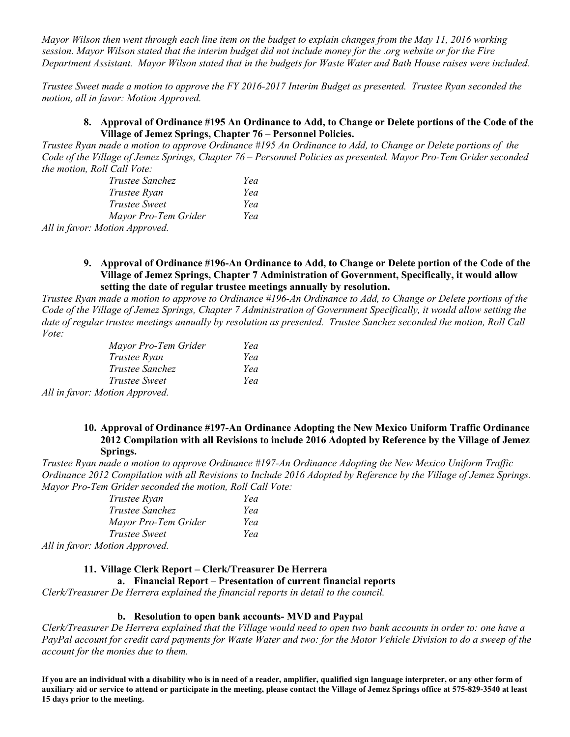*Mayor Wilson then went through each line item on the budget to explain changes from the May 11, 2016 working session. Mayor Wilson stated that the interim budget did not include money for the .org website or for the Fire Department Assistant. Mayor Wilson stated that in the budgets for Waste Water and Bath House raises were included.*

*Trustee Sweet made a motion to approve the FY 2016-2017 Interim Budget as presented. Trustee Ryan seconded the motion, all in favor: Motion Approved.*

**8. Approval of Ordinance #195 An Ordinance to Add, to Change or Delete portions of the Code of the Village of Jemez Springs, Chapter 76 – Personnel Policies.**

*Trustee Ryan made a motion to approve Ordinance #195 An Ordinance to Add, to Change or Delete portions of the Code of the Village of Jemez Springs, Chapter 76 – Personnel Policies as presented. Mayor Pro-Tem Grider seconded the motion, Roll Call Vote:*

| | |
|---|---|
| *Trustee Sanchez* | *Yea* |
| *Trustee Ryan* | *Yea* |
| *Trustee Sweet* | *Yea* |
| *Mayor Pro-Tem Grider* | *Yea* |

*All in favor: Motion Approved.*

**9. Approval of Ordinance #196-An Ordinance to Add, to Change or Delete portion of the Code of the Village of Jemez Springs, Chapter 7 Administration of Government, Specifically, it would allow setting the date of regular trustee meetings annually by resolution.**

*Trustee Ryan made a motion to approve to Ordinance #196-An Ordinance to Add, to Change or Delete portions of the Code of the Village of Jemez Springs, Chapter 7 Administration of Government Specifically, it would allow setting the date of regular trustee meetings annually by resolution as presented. Trustee Sanchez seconded the motion, Roll Call Vote:*

| | |
|---|---|
| *Mayor Pro-Tem Grider* | *Yea* |
| *Trustee Ryan* | *Yea* |
| *Trustee Sanchez* | *Yea* |
| *Trustee Sweet* | *Yea* |

*All in favor: Motion Approved.*

**10. Approval of Ordinance #197-An Ordinance Adopting the New Mexico Uniform Traffic Ordinance 2012 Compilation with all Revisions to include 2016 Adopted by Reference by the Village of Jemez Springs.**

*Trustee Ryan made a motion to approve Ordinance #197-An Ordinance Adopting the New Mexico Uniform Traffic Ordinance 2012 Compilation with all Revisions to Include 2016 Adopted by Reference by the Village of Jemez Springs. Mayor Pro-Tem Grider seconded the motion, Roll Call Vote:*

| | |
|---|---|
| *Trustee Ryan* | *Yea* |
| *Trustee Sanchez* | *Yea* |
| *Mayor Pro-Tem Grider* | *Yea* |
| *Trustee Sweet* | *Yea* |

*All in favor: Motion Approved.*

**11. Village Clerk Report – Clerk/Treasurer De Herrera**

**a. Financial Report – Presentation of current financial reports**

*Clerk/Treasurer De Herrera explained the financial reports in detail to the council.*

**b. Resolution to open bank accounts- MVD and Paypal**

*Clerk/Treasurer De Herrera explained that the Village would need to open two bank accounts in order to: one have a PayPal account for credit card payments for Waste Water and two: for the Motor Vehicle Division to do a sweep of the account for the monies due to them.*

**If you are an individual with a disability who is in need of a reader, amplifier, qualified sign language interpreter, or any other form of auxiliary aid or service to attend or participate in the meeting, please contact the Village of Jemez Springs office at 575-829-3540 at least 15 days prior to the meeting.**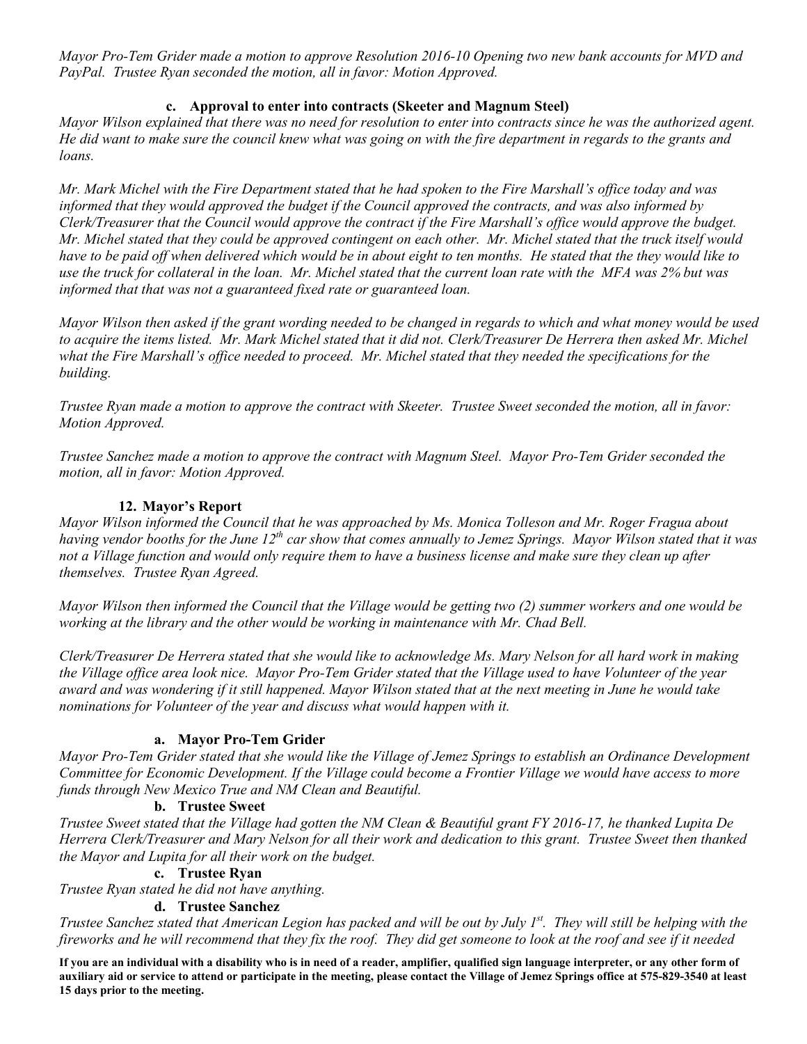*Mayor Pro-Tem Grider made a motion to approve Resolution 2016-10 Opening two new bank accounts for MVD and PayPal. Trustee Ryan seconded the motion, all in favor: Motion Approved.*

**c. Approval to enter into contracts (Skeeter and Magnum Steel)**

*Mayor Wilson explained that there was no need for resolution to enter into contracts since he was the authorized agent. He did want to make sure the council knew what was going on with the fire department in regards to the grants and loans.*

*Mr. Mark Michel with the Fire Department stated that he had spoken to the Fire Marshall's office today and was informed that they would approved the budget if the Council approved the contracts, and was also informed by Clerk/Treasurer that the Council would approve the contract if the Fire Marshall's office would approve the budget. Mr. Michel stated that they could be approved contingent on each other. Mr. Michel stated that the truck itself would have to be paid off when delivered which would be in about eight to ten months. He stated that the they would like to use the truck for collateral in the loan. Mr. Michel stated that the current loan rate with the MFA was 2% but was informed that that was not a guaranteed fixed rate or guaranteed loan.*

*Mayor Wilson then asked if the grant wording needed to be changed in regards to which and what money would be used to acquire the items listed. Mr. Mark Michel stated that it did not. Clerk/Treasurer De Herrera then asked Mr. Michel what the Fire Marshall's office needed to proceed. Mr. Michel stated that they needed the specifications for the building.*

*Trustee Ryan made a motion to approve the contract with Skeeter. Trustee Sweet seconded the motion, all in favor: Motion Approved.*

*Trustee Sanchez made a motion to approve the contract with Magnum Steel. Mayor Pro-Tem Grider seconded the motion, all in favor: Motion Approved.*

**12. Mayor's Report**

*Mayor Wilson informed the Council that he was approached by Ms. Monica Tolleson and Mr. Roger Fragua about having vendor booths for the June 12th car show that comes annually to Jemez Springs. Mayor Wilson stated that it was not a Village function and would only require them to have a business license and make sure they clean up after themselves. Trustee Ryan Agreed.*

*Mayor Wilson then informed the Council that the Village would be getting two (2) summer workers and one would be working at the library and the other would be working in maintenance with Mr. Chad Bell.*

*Clerk/Treasurer De Herrera stated that she would like to acknowledge Ms. Mary Nelson for all hard work in making the Village office area look nice. Mayor Pro-Tem Grider stated that the Village used to have Volunteer of the year award and was wondering if it still happened. Mayor Wilson stated that at the next meeting in June he would take nominations for Volunteer of the year and discuss what would happen with it.*

**a. Mayor Pro-Tem Grider**

*Mayor Pro-Tem Grider stated that she would like the Village of Jemez Springs to establish an Ordinance Development Committee for Economic Development. If the Village could become a Frontier Village we would have access to more funds through New Mexico True and NM Clean and Beautiful.*

**b. Trustee Sweet**

*Trustee Sweet stated that the Village had gotten the NM Clean & Beautiful grant FY 2016-17, he thanked Lupita De Herrera Clerk/Treasurer and Mary Nelson for all their work and dedication to this grant. Trustee Sweet then thanked the Mayor and Lupita for all their work on the budget.*

**c. Trustee Ryan**

*Trustee Ryan stated he did not have anything.*

**d. Trustee Sanchez**

*Trustee Sanchez stated that American Legion has packed and will be out by July 1st. They will still be helping with the fireworks and he will recommend that they fix the roof. They did get someone to look at the roof and see if it needed*

**If you are an individual with a disability who is in need of a reader, amplifier, qualified sign language interpreter, or any other form of auxiliary aid or service to attend or participate in the meeting, please contact the Village of Jemez Springs office at 575-829-3540 at least 15 days prior to the meeting.**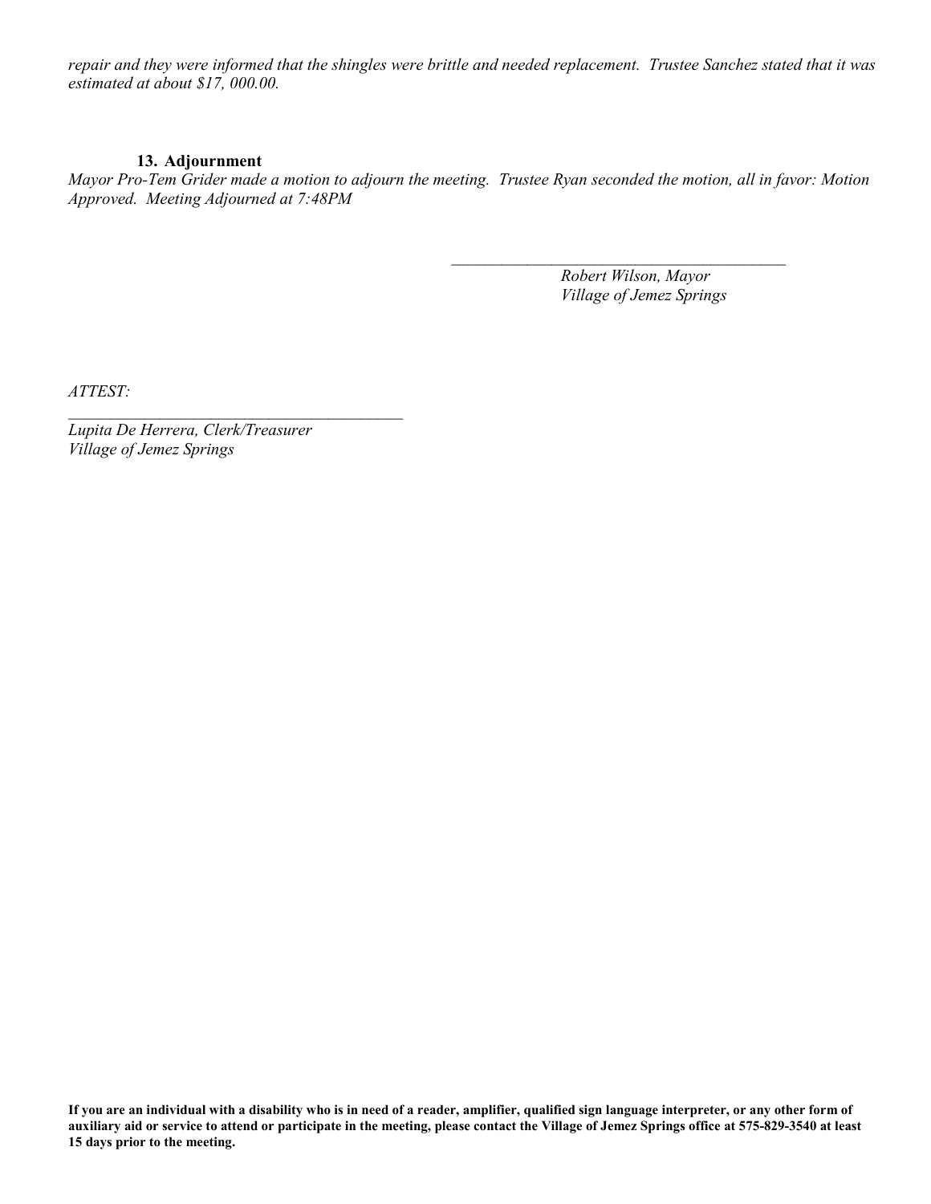*repair and they were informed that the shingles were brittle and needed replacement. Trustee Sanchez stated that it was estimated at about $17, 000.00.*

**13. Adjournment**

*Mayor Pro-Tem Grider made a motion to adjourn the meeting. Trustee Ryan seconded the motion, all in favor: Motion Approved. Meeting Adjourned at 7:48PM*

\_\_\_\_\_\_\_\_\_\_\_\_\_\_\_\_\_\_\_\_\_\_\_\_\_\_\_\_\_\_\_\_\_\_\_\_\_\_\_\_\_

*Robert Wilson, Mayor*
*Village of Jemez Springs*

*ATTEST:*

\_\_\_\_\_\_\_\_\_\_\_\_\_\_\_\_\_\_\_\_\_\_\_\_\_\_\_\_\_\_\_\_\_\_\_\_\_\_\_\_\_

*Lupita De Herrera, Clerk/Treasurer*
*Village of Jemez Springs*

**If you are an individual with a disability who is in need of a reader, amplifier, qualified sign language interpreter, or any other form of auxiliary aid or service to attend or participate in the meeting, please contact the Village of Jemez Springs office at 575-829-3540 at least 15 days prior to the meeting.**